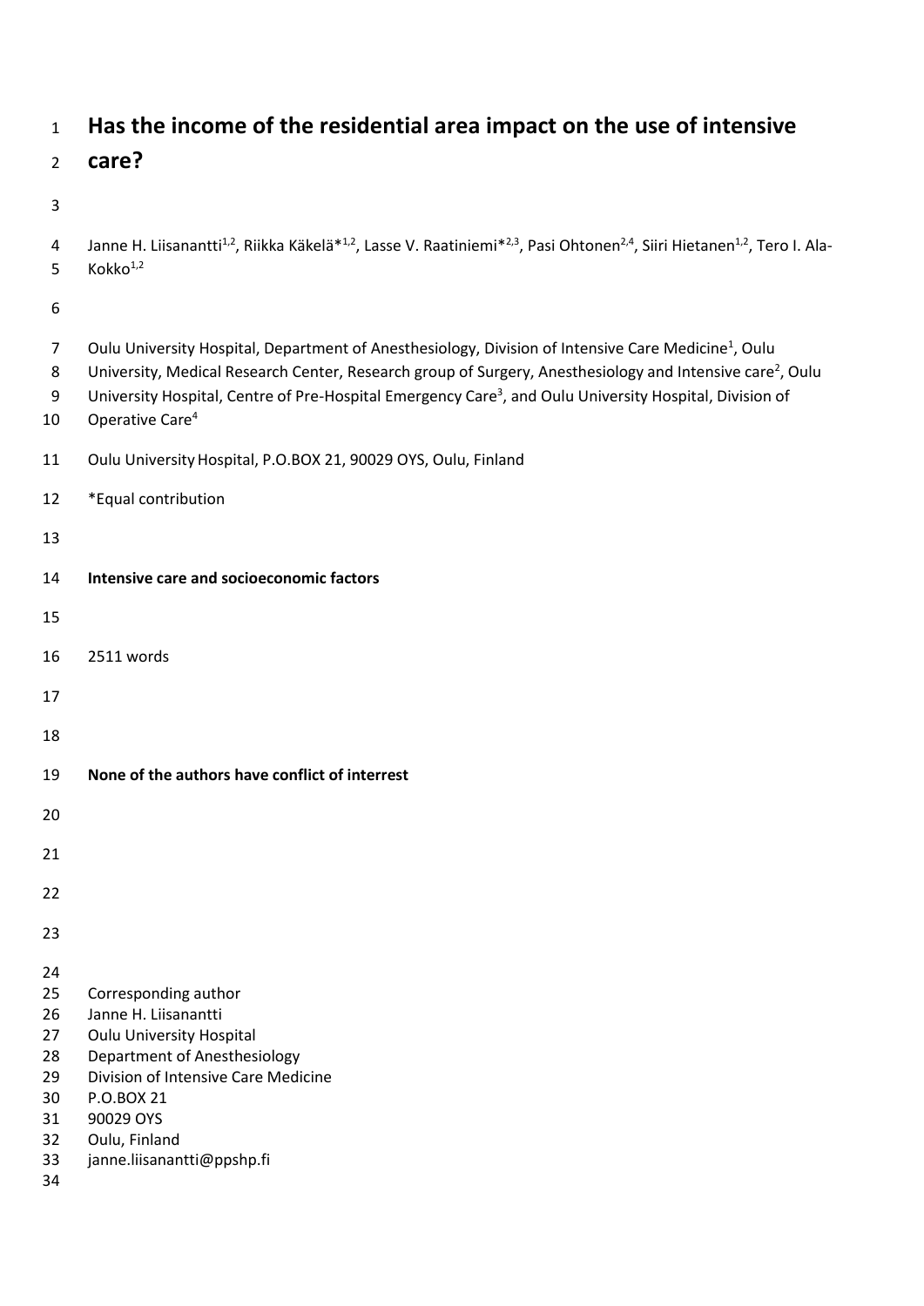# Has the income of the residential area impact on the use of intensive care?

Janne H. Liisanantti[1,2], Riikka Käkelä*[1,2], Lasse V. Raatiniemi*[2,3], Pasi Ohtonen[2,4], Siiri Hietanen[1,2], Tero I. Ala-Kokko[1,2]

Oulu University Hospital, Department of Anesthesiology, Division of Intensive Care Medicine[1], Oulu University, Medical Research Center, Research group of Surgery, Anesthesiology and Intensive care[2], Oulu University Hospital, Centre of Pre-Hospital Emergency Care[3], and Oulu University Hospital, Division of Operative Care[4]

Oulu University Hospital, P.O.BOX 21, 90029 OYS, Oulu, Finland

*Equal contribution

**Intensive care and socioeconomic factors**

2511 words

**None of the authors have conflict of interrest**

Corresponding author
Janne H. Liisanantti
Oulu University Hospital
Department of Anesthesiology
Division of Intensive Care Medicine
P.O.BOX 21
90029 OYS
Oulu, Finland
janne.liisanantti@ppshp.fi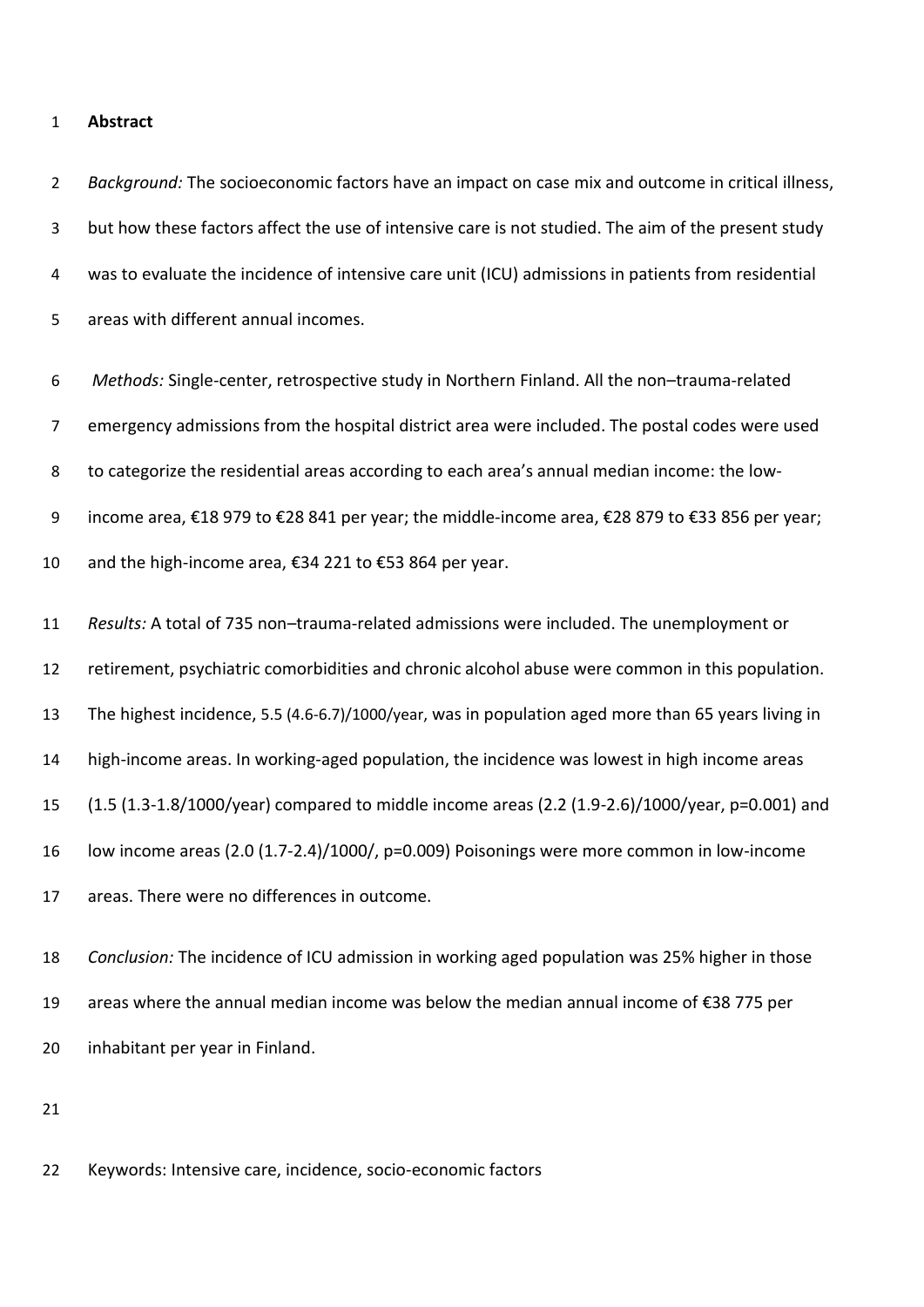**Abstract**

*Background:* The socioeconomic factors have an impact on case mix and outcome in critical illness, but how these factors affect the use of intensive care is not studied. The aim of the present study was to evaluate the incidence of intensive care unit (ICU) admissions in patients from residential areas with different annual incomes.

*Methods:* Single-center, retrospective study in Northern Finland. All the non–trauma-related emergency admissions from the hospital district area were included. The postal codes were used to categorize the residential areas according to each area's annual median income: the low-income area, €18 979 to €28 841 per year; the middle-income area, €28 879 to €33 856 per year; and the high-income area, €34 221 to €53 864 per year.

*Results:* A total of 735 non–trauma-related admissions were included. The unemployment or retirement, psychiatric comorbidities and chronic alcohol abuse were common in this population. The highest incidence, 5.5 (4.6-6.7)/1000/year, was in population aged more than 65 years living in high-income areas. In working-aged population, the incidence was lowest in high income areas (1.5 (1.3-1.8/1000/year) compared to middle income areas (2.2 (1.9-2.6)/1000/year, p=0.001) and low income areas (2.0 (1.7-2.4)/1000/, p=0.009) Poisonings were more common in low-income areas. There were no differences in outcome.

*Conclusion:* The incidence of ICU admission in working aged population was 25% higher in those areas where the annual median income was below the median annual income of €38 775 per inhabitant per year in Finland.

Keywords: Intensive care, incidence, socio-economic factors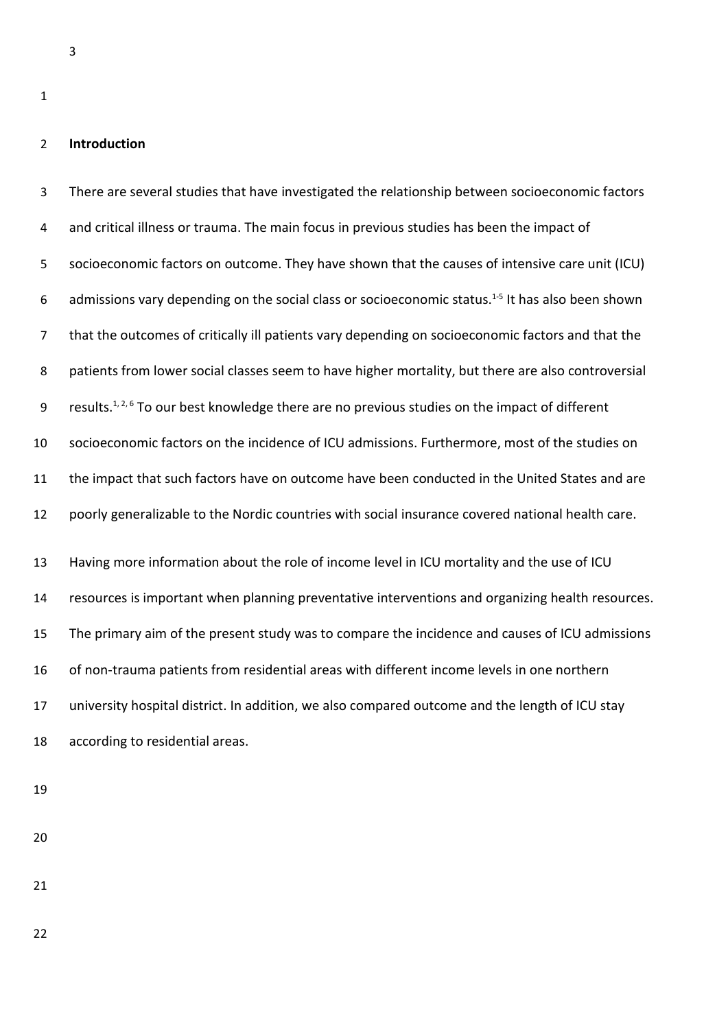## Introduction

There are several studies that have investigated the relationship between socioeconomic factors and critical illness or trauma. The main focus in previous studies has been the impact of socioeconomic factors on outcome. They have shown that the causes of intensive care unit (ICU) admissions vary depending on the social class or socioeconomic status.[1-5] It has also been shown that the outcomes of critically ill patients vary depending on socioeconomic factors and that the patients from lower social classes seem to have higher mortality, but there are also controversial results.[1, 2, 6] To our best knowledge there are no previous studies on the impact of different socioeconomic factors on the incidence of ICU admissions. Furthermore, most of the studies on the impact that such factors have on outcome have been conducted in the United States and are poorly generalizable to the Nordic countries with social insurance covered national health care.

Having more information about the role of income level in ICU mortality and the use of ICU resources is important when planning preventative interventions and organizing health resources. The primary aim of the present study was to compare the incidence and causes of ICU admissions of non-trauma patients from residential areas with different income levels in one northern university hospital district. In addition, we also compared outcome and the length of ICU stay according to residential areas.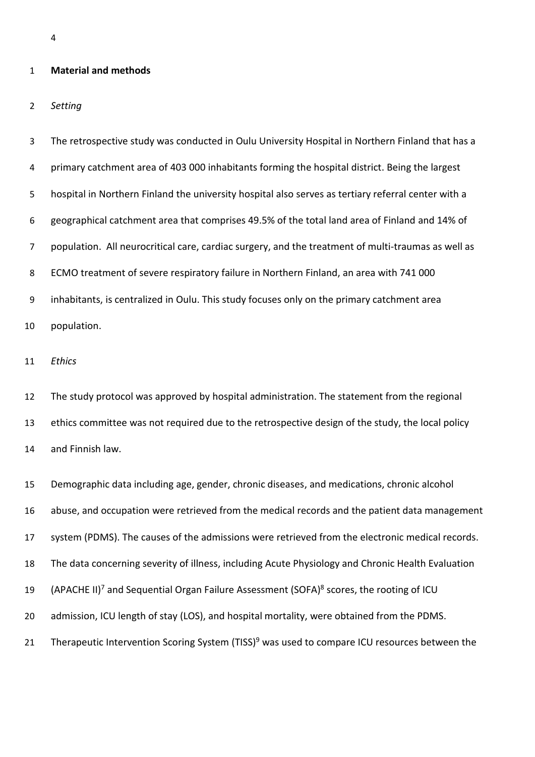## Material and methods

*Setting*

The retrospective study was conducted in Oulu University Hospital in Northern Finland that has a primary catchment area of 403 000 inhabitants forming the hospital district. Being the largest hospital in Northern Finland the university hospital also serves as tertiary referral center with a geographical catchment area that comprises 49.5% of the total land area of Finland and 14% of population. All neurocritical care, cardiac surgery, and the treatment of multi-traumas as well as ECMO treatment of severe respiratory failure in Northern Finland, an area with 741 000 inhabitants, is centralized in Oulu. This study focuses only on the primary catchment area population.

*Ethics*

The study protocol was approved by hospital administration. The statement from the regional ethics committee was not required due to the retrospective design of the study, the local policy and Finnish law.

Demographic data including age, gender, chronic diseases, and medications, chronic alcohol abuse, and occupation were retrieved from the medical records and the patient data management system (PDMS). The causes of the admissions were retrieved from the electronic medical records. The data concerning severity of illness, including Acute Physiology and Chronic Health Evaluation (APACHE II)[7] and Sequential Organ Failure Assessment (SOFA)[8] scores, the rooting of ICU admission, ICU length of stay (LOS), and hospital mortality, were obtained from the PDMS. Therapeutic Intervention Scoring System (TISS)[9] was used to compare ICU resources between the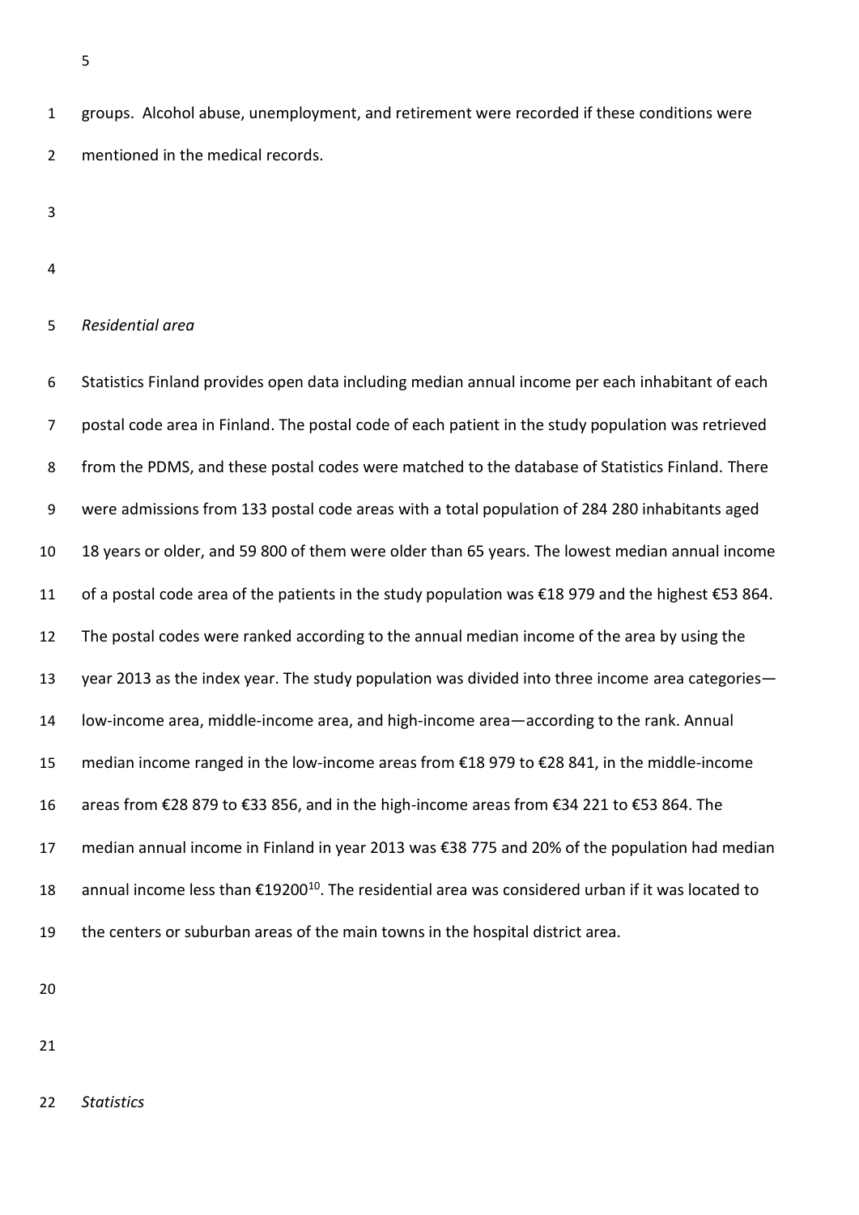groups. Alcohol abuse, unemployment, and retirement were recorded if these conditions were mentioned in the medical records.

*Residential area*

Statistics Finland provides open data including median annual income per each inhabitant of each postal code area in Finland. The postal code of each patient in the study population was retrieved from the PDMS, and these postal codes were matched to the database of Statistics Finland. There were admissions from 133 postal code areas with a total population of 284 280 inhabitants aged 18 years or older, and 59 800 of them were older than 65 years. The lowest median annual income of a postal code area of the patients in the study population was €18 979 and the highest €53 864. The postal codes were ranked according to the annual median income of the area by using the year 2013 as the index year. The study population was divided into three income area categories—low-income area, middle-income area, and high-income area—according to the rank. Annual median income ranged in the low-income areas from €18 979 to €28 841, in the middle-income areas from €28 879 to €33 856, and in the high-income areas from €34 221 to €53 864. The median annual income in Finland in year 2013 was €38 775 and 20% of the population had median annual income less than €19200[10]. The residential area was considered urban if it was located to the centers or suburban areas of the main towns in the hospital district area.

*Statistics*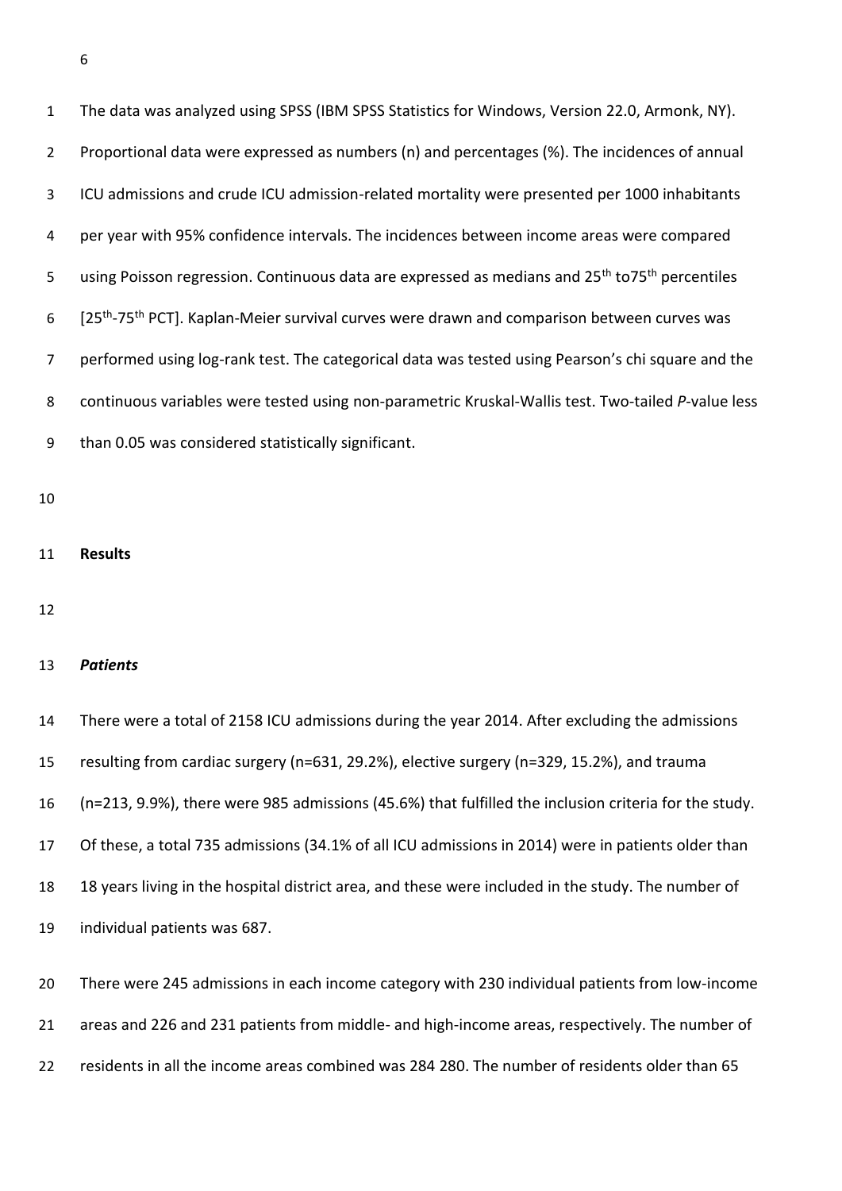The data was analyzed using SPSS (IBM SPSS Statistics for Windows, Version 22.0, Armonk, NY). Proportional data were expressed as numbers (n) and percentages (%). The incidences of annual ICU admissions and crude ICU admission-related mortality were presented per 1000 inhabitants per year with 95% confidence intervals. The incidences between income areas were compared using Poisson regression. Continuous data are expressed as medians and 25$^{th}$ to75$^{th}$ percentiles [25$^{th}$-75$^{th}$ PCT]. Kaplan-Meier survival curves were drawn and comparison between curves was performed using log-rank test. The categorical data was tested using Pearson's chi square and the continuous variables were tested using non-parametric Kruskal-Wallis test. Two-tailed *P*-value less than 0.05 was considered statistically significant.

## Results

### *Patients*

There were a total of 2158 ICU admissions during the year 2014. After excluding the admissions resulting from cardiac surgery (n=631, 29.2%), elective surgery (n=329, 15.2%), and trauma (n=213, 9.9%), there were 985 admissions (45.6%) that fulfilled the inclusion criteria for the study. Of these, a total 735 admissions (34.1% of all ICU admissions in 2014) were in patients older than 18 years living in the hospital district area, and these were included in the study. The number of individual patients was 687.

There were 245 admissions in each income category with 230 individual patients from low-income areas and 226 and 231 patients from middle- and high-income areas, respectively. The number of residents in all the income areas combined was 284 280. The number of residents older than 65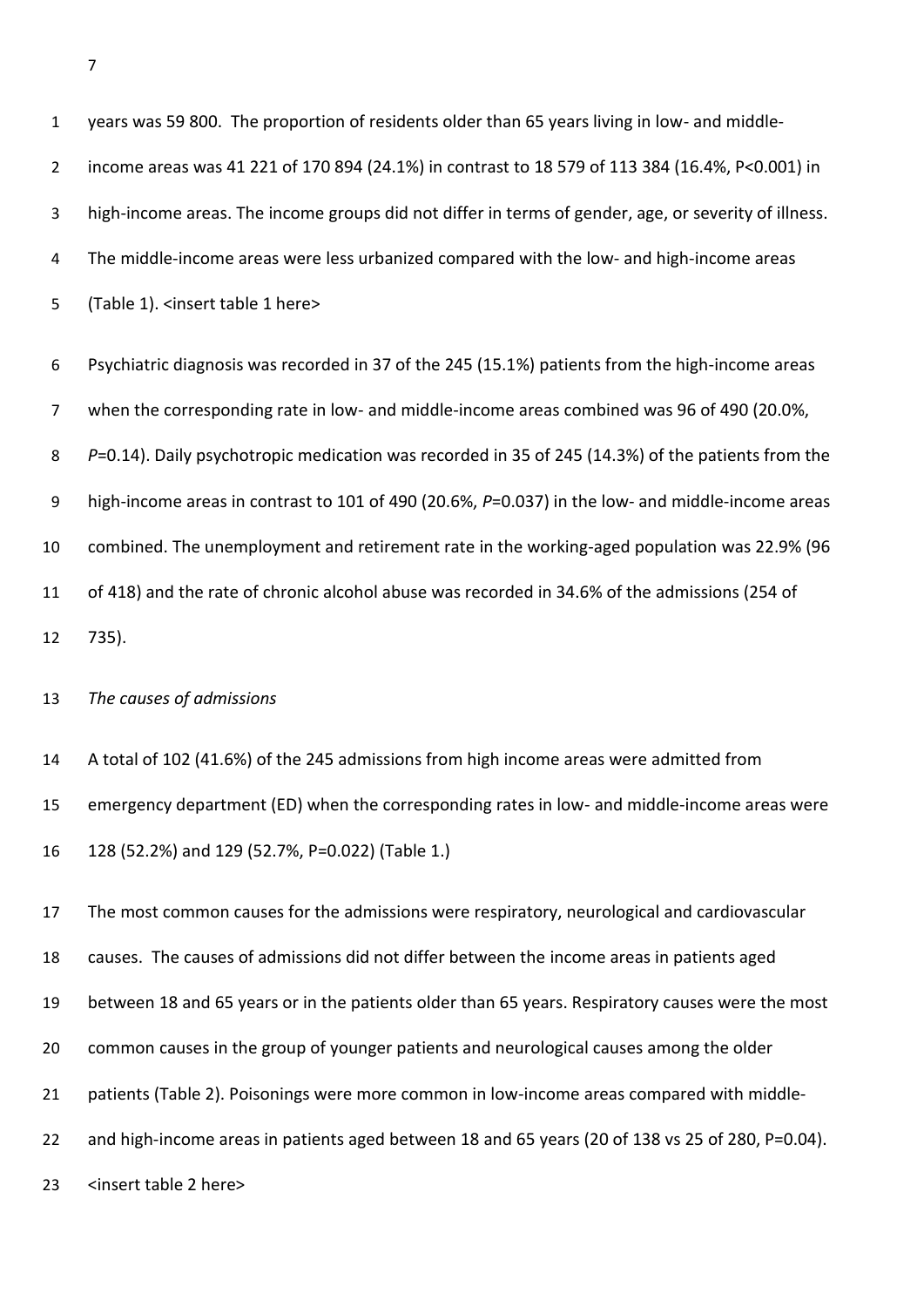years was 59 800. The proportion of residents older than 65 years living in low- and middle-income areas was 41 221 of 170 894 (24.1%) in contrast to 18 579 of 113 384 (16.4%, P<0.001) in high-income areas. The income groups did not differ in terms of gender, age, or severity of illness. The middle-income areas were less urbanized compared with the low- and high-income areas (Table 1). <insert table 1 here>

Psychiatric diagnosis was recorded in 37 of the 245 (15.1%) patients from the high-income areas when the corresponding rate in low- and middle-income areas combined was 96 of 490 (20.0%, *P*=0.14). Daily psychotropic medication was recorded in 35 of 245 (14.3%) of the patients from the high-income areas in contrast to 101 of 490 (20.6%, *P*=0.037) in the low- and middle-income areas combined. The unemployment and retirement rate in the working-aged population was 22.9% (96 of 418) and the rate of chronic alcohol abuse was recorded in 34.6% of the admissions (254 of 735).

*The causes of admissions*

A total of 102 (41.6%) of the 245 admissions from high income areas were admitted from emergency department (ED) when the corresponding rates in low- and middle-income areas were 128 (52.2%) and 129 (52.7%, P=0.022) (Table 1.)

The most common causes for the admissions were respiratory, neurological and cardiovascular causes. The causes of admissions did not differ between the income areas in patients aged between 18 and 65 years or in the patients older than 65 years. Respiratory causes were the most common causes in the group of younger patients and neurological causes among the older patients (Table 2). Poisonings were more common in low-income areas compared with middle- and high-income areas in patients aged between 18 and 65 years (20 of 138 vs 25 of 280, P=0.04). <insert table 2 here>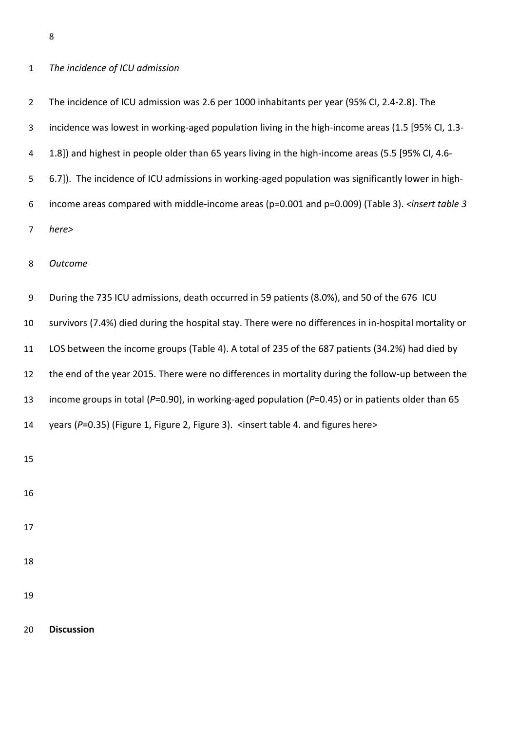*The incidence of ICU admission*

The incidence of ICU admission was 2.6 per 1000 inhabitants per year (95% CI, 2.4-2.8). The incidence was lowest in working-aged population living in the high-income areas (1.5 [95% CI, 1.3-1.8]) and highest in people older than 65 years living in the high-income areas (5.5 [95% CI, 4.6-6.7]). The incidence of ICU admissions in working-aged population was significantly lower in high-income areas compared with middle-income areas (p=0.001 and p=0.009) (Table 3). <*insert table 3 here*>

*Outcome*

During the 735 ICU admissions, death occurred in 59 patients (8.0%), and 50 of the 676 ICU survivors (7.4%) died during the hospital stay. There were no differences in in-hospital mortality or LOS between the income groups (Table 4). A total of 235 of the 687 patients (34.2%) had died by the end of the year 2015. There were no differences in mortality during the follow-up between the income groups in total (*P*=0.90), in working-aged population (*P*=0.45) or in patients older than 65 years (*P*=0.35) (Figure 1, Figure 2, Figure 3). <insert table 4. and figures here>

## Discussion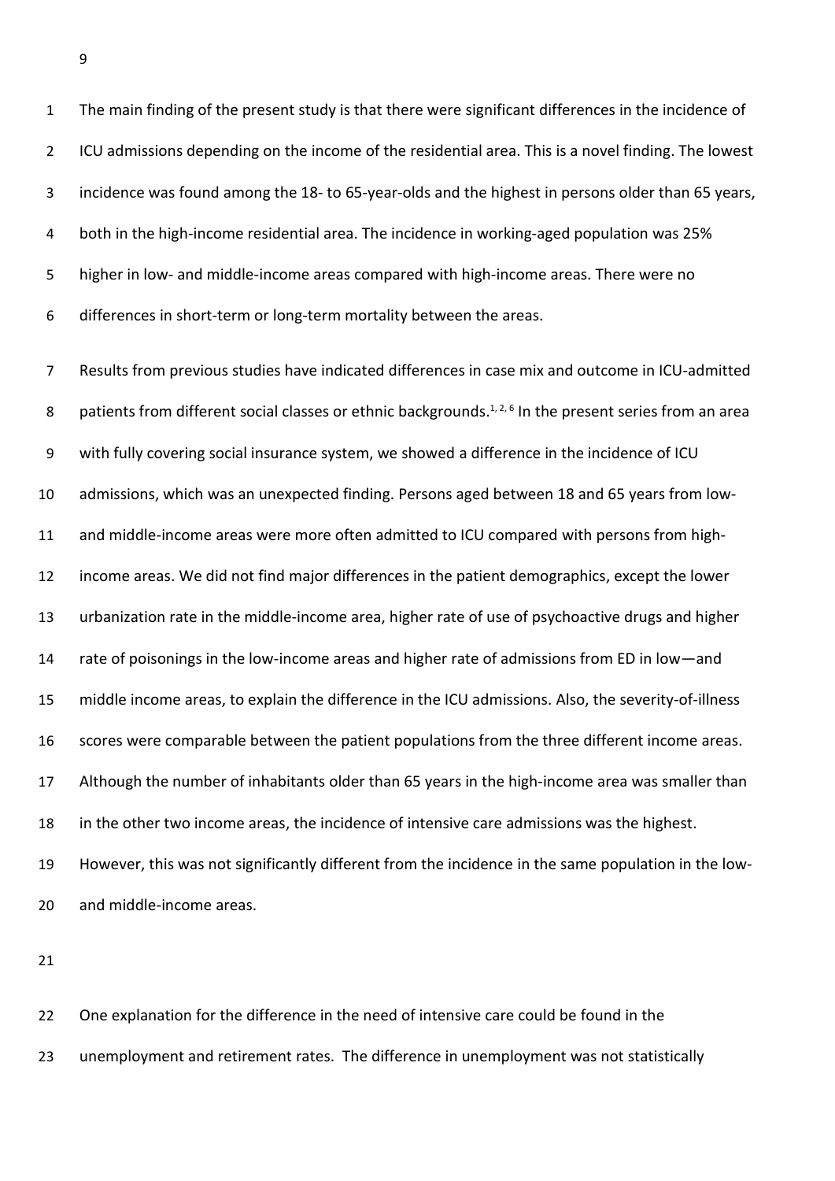The main finding of the present study is that there were significant differences in the incidence of ICU admissions depending on the income of the residential area. This is a novel finding. The lowest incidence was found among the 18- to 65-year-olds and the highest in persons older than 65 years, both in the high-income residential area. The incidence in working-aged population was 25% higher in low- and middle-income areas compared with high-income areas. There were no differences in short-term or long-term mortality between the areas.

Results from previous studies have indicated differences in case mix and outcome in ICU-admitted patients from different social classes or ethnic backgrounds.[1, 2, 6] In the present series from an area with fully covering social insurance system, we showed a difference in the incidence of ICU admissions, which was an unexpected finding. Persons aged between 18 and 65 years from low- and middle-income areas were more often admitted to ICU compared with persons from high-income areas. We did not find major differences in the patient demographics, except the lower urbanization rate in the middle-income area, higher rate of use of psychoactive drugs and higher rate of poisonings in the low-income areas and higher rate of admissions from ED in low—and middle income areas, to explain the difference in the ICU admissions. Also, the severity-of-illness scores were comparable between the patient populations from the three different income areas. Although the number of inhabitants older than 65 years in the high-income area was smaller than in the other two income areas, the incidence of intensive care admissions was the highest. However, this was not significantly different from the incidence in the same population in the low- and middle-income areas.

One explanation for the difference in the need of intensive care could be found in the unemployment and retirement rates. The difference in unemployment was not statistically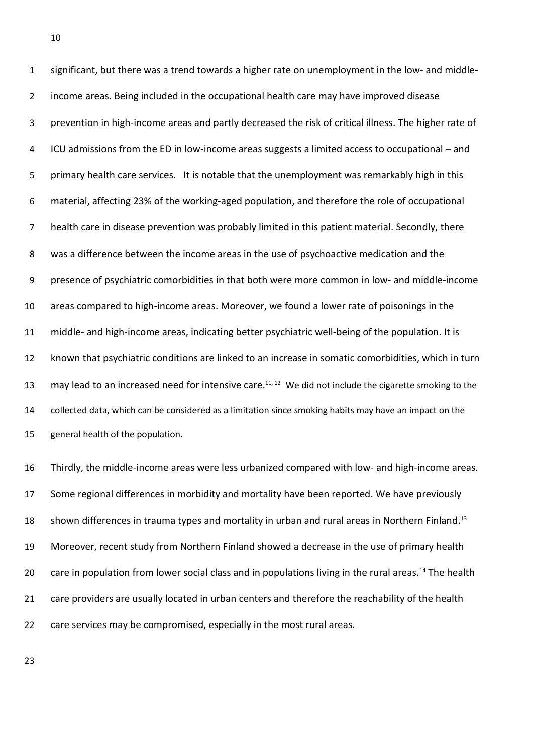significant, but there was a trend towards a higher rate on unemployment in the low- and middle-income areas. Being included in the occupational health care may have improved disease prevention in high-income areas and partly decreased the risk of critical illness. The higher rate of ICU admissions from the ED in low-income areas suggests a limited access to occupational – and primary health care services. It is notable that the unemployment was remarkably high in this material, affecting 23% of the working-aged population, and therefore the role of occupational health care in disease prevention was probably limited in this patient material. Secondly, there was a difference between the income areas in the use of psychoactive medication and the presence of psychiatric comorbidities in that both were more common in low- and middle-income areas compared to high-income areas. Moreover, we found a lower rate of poisonings in the middle- and high-income areas, indicating better psychiatric well-being of the population. It is known that psychiatric conditions are linked to an increase in somatic comorbidities, which in turn may lead to an increased need for intensive care.[11, 12] We did not include the cigarette smoking to the collected data, which can be considered as a limitation since smoking habits may have an impact on the general health of the population.

Thirdly, the middle-income areas were less urbanized compared with low- and high-income areas. Some regional differences in morbidity and mortality have been reported. We have previously shown differences in trauma types and mortality in urban and rural areas in Northern Finland.[13] Moreover, recent study from Northern Finland showed a decrease in the use of primary health care in population from lower social class and in populations living in the rural areas.[14] The health care providers are usually located in urban centers and therefore the reachability of the health care services may be compromised, especially in the most rural areas.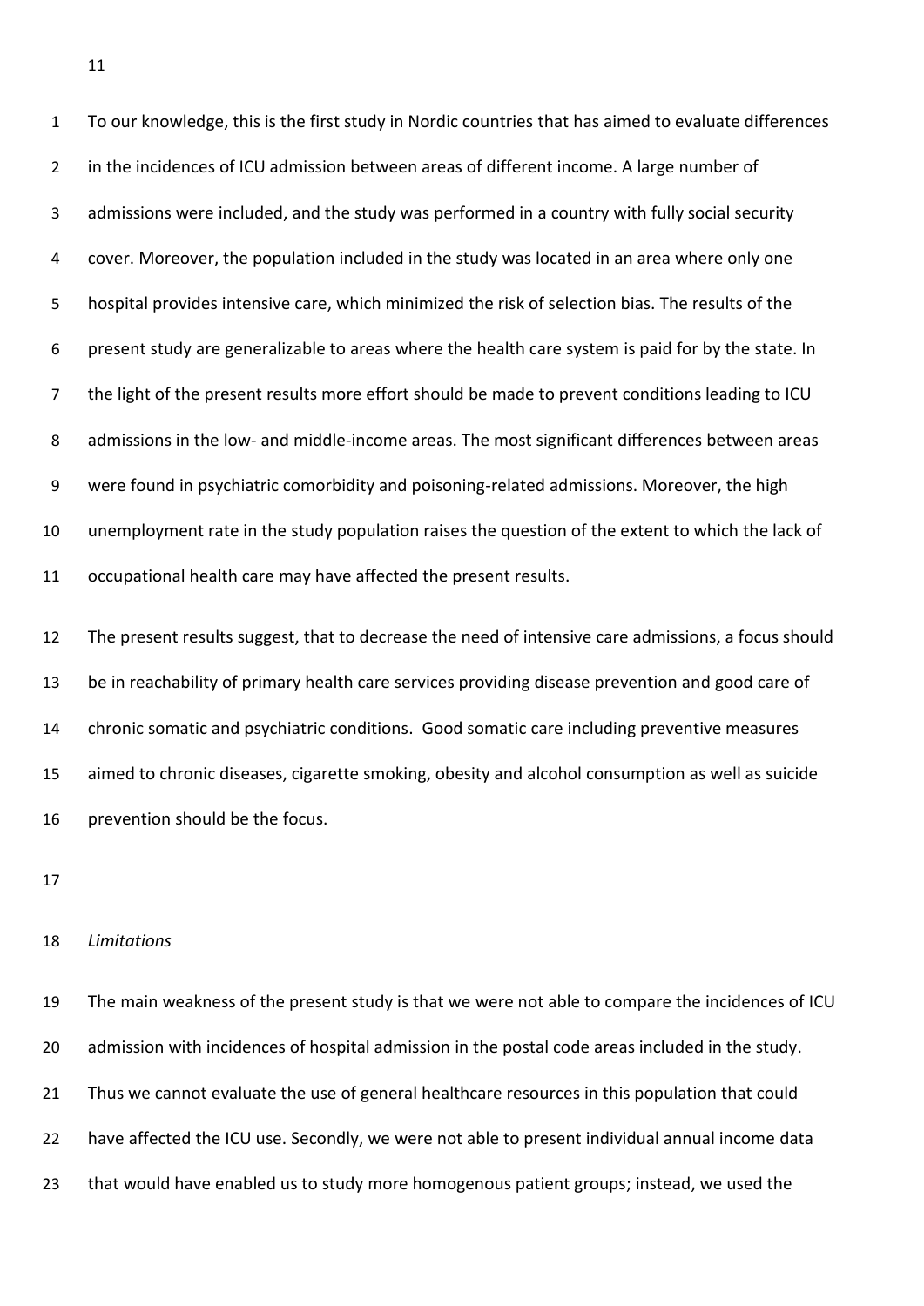To our knowledge, this is the first study in Nordic countries that has aimed to evaluate differences in the incidences of ICU admission between areas of different income. A large number of admissions were included, and the study was performed in a country with fully social security cover. Moreover, the population included in the study was located in an area where only one hospital provides intensive care, which minimized the risk of selection bias. The results of the present study are generalizable to areas where the health care system is paid for by the state. In the light of the present results more effort should be made to prevent conditions leading to ICU admissions in the low- and middle-income areas. The most significant differences between areas were found in psychiatric comorbidity and poisoning-related admissions. Moreover, the high unemployment rate in the study population raises the question of the extent to which the lack of occupational health care may have affected the present results.

The present results suggest, that to decrease the need of intensive care admissions, a focus should be in reachability of primary health care services providing disease prevention and good care of chronic somatic and psychiatric conditions. Good somatic care including preventive measures aimed to chronic diseases, cigarette smoking, obesity and alcohol consumption as well as suicide prevention should be the focus.

*Limitations*

The main weakness of the present study is that we were not able to compare the incidences of ICU admission with incidences of hospital admission in the postal code areas included in the study. Thus we cannot evaluate the use of general healthcare resources in this population that could have affected the ICU use. Secondly, we were not able to present individual annual income data that would have enabled us to study more homogenous patient groups; instead, we used the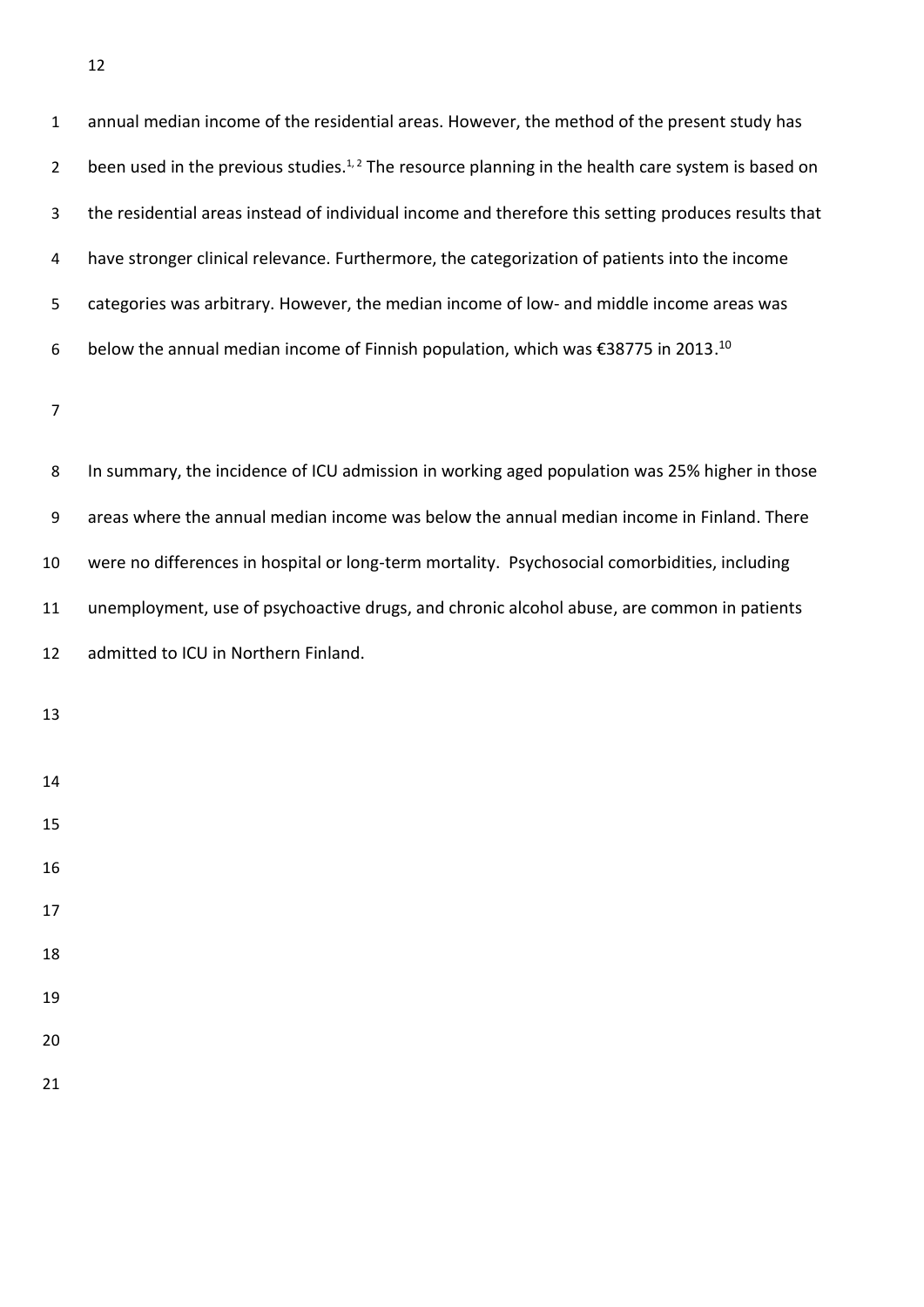annual median income of the residential areas. However, the method of the present study has been used in the previous studies.[1,2] The resource planning in the health care system is based on the residential areas instead of individual income and therefore this setting produces results that have stronger clinical relevance. Furthermore, the categorization of patients into the income categories was arbitrary. However, the median income of low- and middle income areas was below the annual median income of Finnish population, which was €38775 in 2013.[10]

In summary, the incidence of ICU admission in working aged population was 25% higher in those areas where the annual median income was below the annual median income in Finland. There were no differences in hospital or long-term mortality. Psychosocial comorbidities, including unemployment, use of psychoactive drugs, and chronic alcohol abuse, are common in patients admitted to ICU in Northern Finland.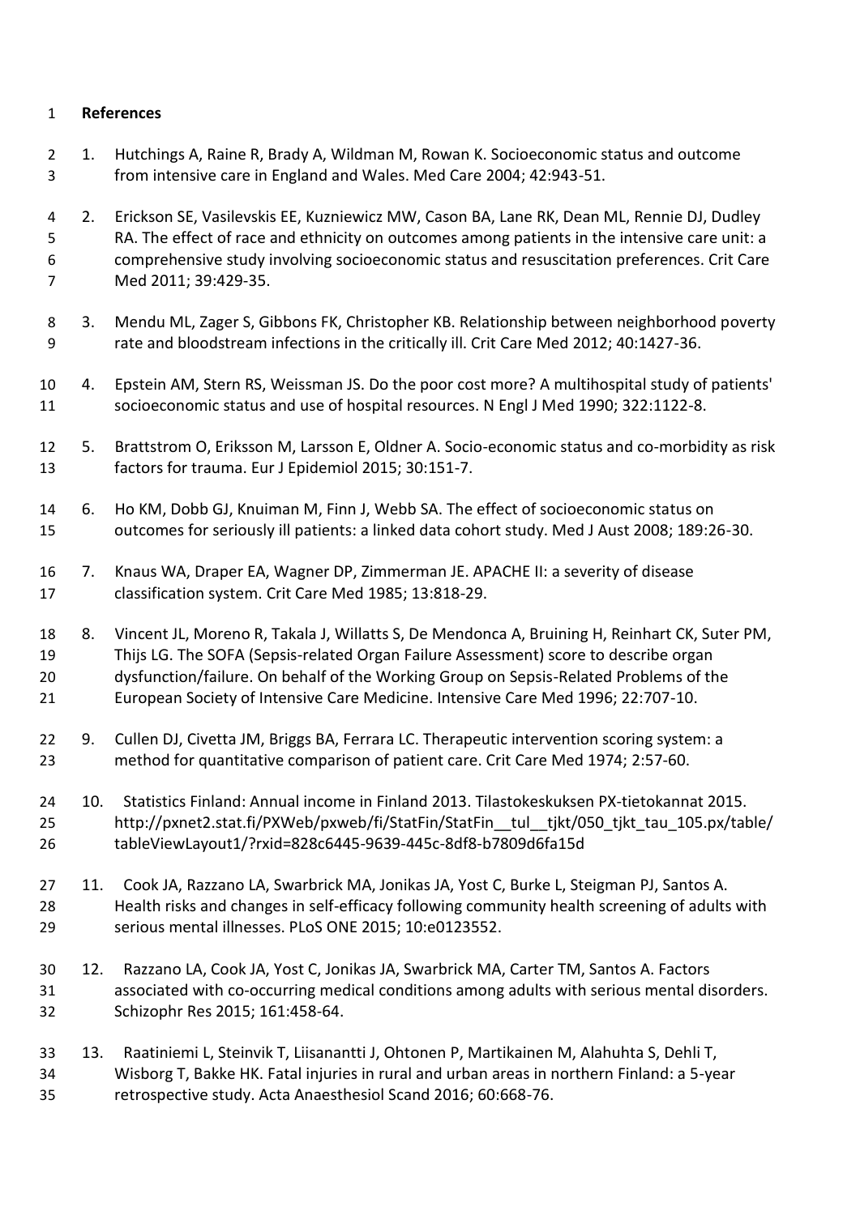# References

1. Hutchings A, Raine R, Brady A, Wildman M, Rowan K. Socioeconomic status and outcome from intensive care in England and Wales. Med Care 2004; 42:943-51.

2. Erickson SE, Vasilevskis EE, Kuzniewicz MW, Cason BA, Lane RK, Dean ML, Rennie DJ, Dudley RA. The effect of race and ethnicity on outcomes among patients in the intensive care unit: a comprehensive study involving socioeconomic status and resuscitation preferences. Crit Care Med 2011; 39:429-35.

3. Mendu ML, Zager S, Gibbons FK, Christopher KB. Relationship between neighborhood poverty rate and bloodstream infections in the critically ill. Crit Care Med 2012; 40:1427-36.

4. Epstein AM, Stern RS, Weissman JS. Do the poor cost more? A multihospital study of patients' socioeconomic status and use of hospital resources. N Engl J Med 1990; 322:1122-8.

5. Brattstrom O, Eriksson M, Larsson E, Oldner A. Socio-economic status and co-morbidity as risk factors for trauma. Eur J Epidemiol 2015; 30:151-7.

6. Ho KM, Dobb GJ, Knuiman M, Finn J, Webb SA. The effect of socioeconomic status on outcomes for seriously ill patients: a linked data cohort study. Med J Aust 2008; 189:26-30.

7. Knaus WA, Draper EA, Wagner DP, Zimmerman JE. APACHE II: a severity of disease classification system. Crit Care Med 1985; 13:818-29.

8. Vincent JL, Moreno R, Takala J, Willatts S, De Mendonca A, Bruining H, Reinhart CK, Suter PM, Thijs LG. The SOFA (Sepsis-related Organ Failure Assessment) score to describe organ dysfunction/failure. On behalf of the Working Group on Sepsis-Related Problems of the European Society of Intensive Care Medicine. Intensive Care Med 1996; 22:707-10.

9. Cullen DJ, Civetta JM, Briggs BA, Ferrara LC. Therapeutic intervention scoring system: a method for quantitative comparison of patient care. Crit Care Med 1974; 2:57-60.

10. Statistics Finland: Annual income in Finland 2013. Tilastokeskuksen PX-tietokannat 2015. http://pxnet2.stat.fi/PXWeb/pxweb/fi/StatFin/StatFin__tul__tjkt/050_tjkt_tau_105.px/table/tableViewLayout1/?rxid=828c6445-9639-445c-8df8-b7809d6fa15d

11. Cook JA, Razzano LA, Swarbrick MA, Jonikas JA, Yost C, Burke L, Steigman PJ, Santos A. Health risks and changes in self-efficacy following community health screening of adults with serious mental illnesses. PLoS ONE 2015; 10:e0123552.

12. Razzano LA, Cook JA, Yost C, Jonikas JA, Swarbrick MA, Carter TM, Santos A. Factors associated with co-occurring medical conditions among adults with serious mental disorders. Schizophr Res 2015; 161:458-64.

13. Raatiniemi L, Steinvik T, Liisanantti J, Ohtonen P, Martikainen M, Alahuhta S, Dehli T, Wisborg T, Bakke HK. Fatal injuries in rural and urban areas in northern Finland: a 5-year retrospective study. Acta Anaesthesiol Scand 2016; 60:668-76.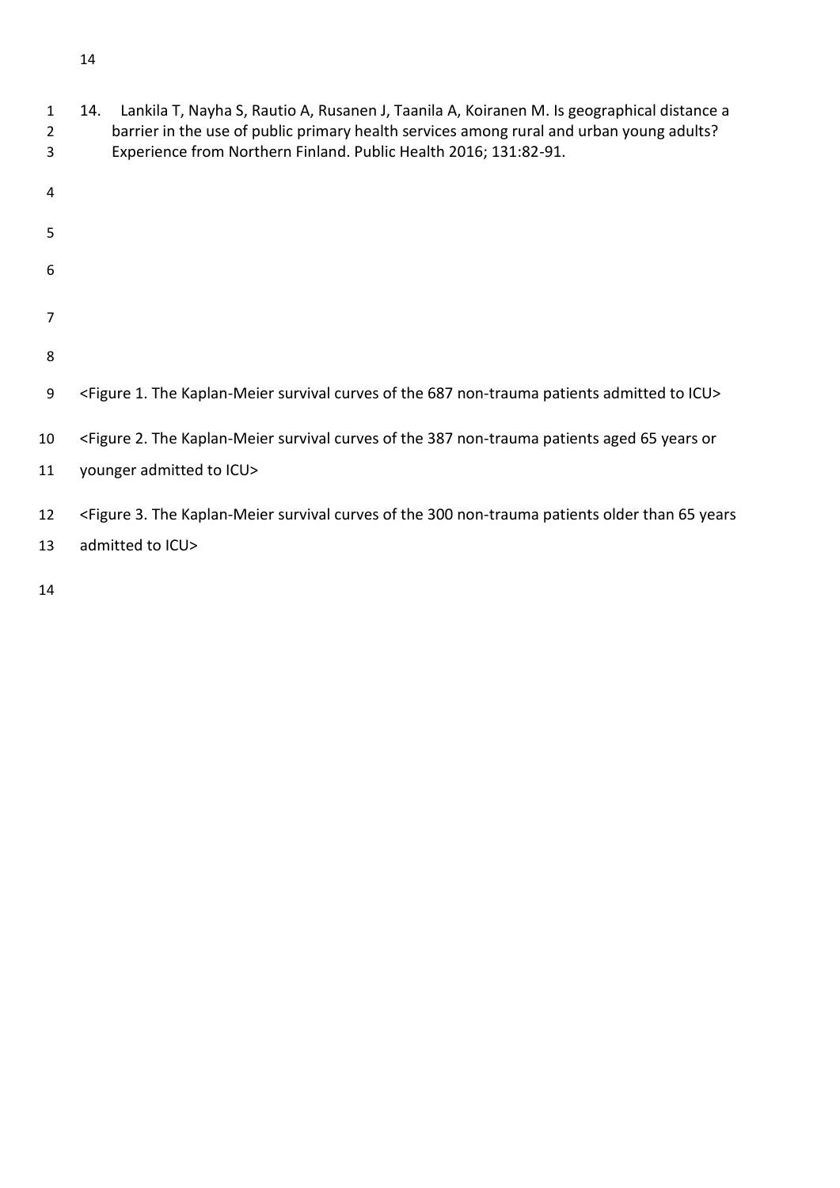14. Lankila T, Nayha S, Rautio A, Rusanen J, Taanila A, Koiranen M. Is geographical distance a barrier in the use of public primary health services among rural and urban young adults? Experience from Northern Finland. Public Health 2016; 131:82-91.

<Figure 1. The Kaplan-Meier survival curves of the 687 non-trauma patients admitted to ICU>

<Figure 2. The Kaplan-Meier survival curves of the 387 non-trauma patients aged 65 years or younger admitted to ICU>

<Figure 3. The Kaplan-Meier survival curves of the 300 non-trauma patients older than 65 years admitted to ICU>